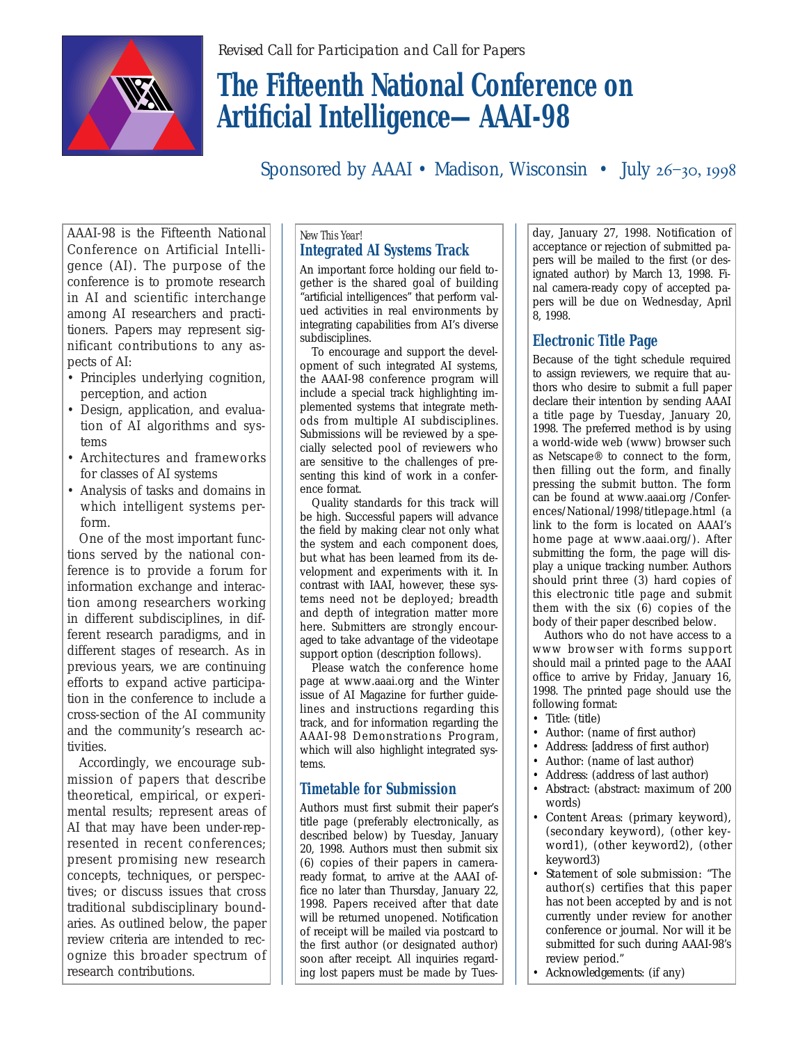*Revised Call for Participation and Call for Papers*

# The Fifteenth National Conference on Artificial Intelligence— AAAI-98

Sponsored by AAAI • Madison, Wisconsin • July 26–30, 1998

AAAI-98 is the Fifteenth National Conference on Artificial Intelligence (AI). The purpose of the conference is to promote research in AI and scientific interchange among AI researchers and practitioners. Papers may represent significant contributions to any aspects of AI:

- Principles underlying cognition, perception, and action
- Design, application, and evaluation of AI algorithms and systems
- Architectures and frameworks for classes of AI systems
- Analysis of tasks and domains in which intelligent systems perform.

One of the most important functions served by the national conference is to provide a forum for information exchange and interaction among researchers working in different subdisciplines, in different research paradigms, and in different stages of research. As in previous years, we are continuing efforts to expand active participation in the conference to include a cross-section of the AI community and the community's research activities.

Accordingly, we encourage submission of papers that describe theoretical, empirical, or experimental results; represent areas of AI that may have been under-represented in recent conferences; present promising new research concepts, techniques, or perspectives; or discuss issues that cross traditional subdisciplinary boundaries. As outlined below, the paper review criteria are intended to recognize this broader spectrum of research contributions.

*New This Year!*

## Integrated AI Systems Track

An important force holding our field together is the shared goal of building "artificial intelligences" that perform valued activities in real environments by integrating capabilities from AI's diverse subdisciplines.

To encourage and support the development of such integrated AI systems, the AAAI-98 conference program will include a special track highlighting implemented systems that integrate methods from multiple AI subdisciplines. Submissions will be reviewed by a specially selected pool of reviewers who are sensitive to the challenges of presenting this kind of work in a conference format.

Quality standards for this track will be high. Successful papers will advance the field by making clear not only what the system and each component does, but what has been learned from its development and experiments with it. In contrast with IAAI, however, these systems need not be deployed; breadth and depth of integration matter more here. Submitters are strongly encouraged to take advantage of the videotape support option (description follows).

Please watch the conference home page at www.aaai.org and the Winter issue of AI Magazine for further guidelines and instructions regarding this track, and for information regarding the AAAI-98 Demonstrations Program, which will also highlight integrated systems.

## Timetable for Submission

Authors must first submit their paper's title page (preferably electronically, as described below) by Tuesday, January 20, 1998. Authors must then submit six (6) copies of their papers in camera-ready format, to arrive at the AAAI office no later than Thursday, January 22, 1998. Papers received after that date will be returned unopened. Notification of receipt will be mailed via postcard to the first author (or designated author) soon after receipt. All inquiries regarding lost papers must be made by Tuesday, January 27, 1998. Notification of acceptance or rejection of submitted papers will be mailed to the first (or designated author) by March 13, 1998. Final camera-ready copy of accepted papers will be due on Wednesday, April 8, 1998.

## Electronic Title Page

Because of the tight schedule required to assign reviewers, we require that authors who desire to submit a full paper declare their intention by sending AAAI a title page by Tuesday, January 20, 1998. The preferred method is by using a world-wide web (www) browser such as Netscape® to connect to the form, then filling out the form, and finally pressing the submit button. The form can be found at www.aaai.org /Conferences/National/1998/titlepage.html (a link to the form is located on AAAI's home page at www.aaai.org/). After submitting the form, the page will display a unique tracking number. Authors should print three (3) hard copies of this electronic title page and submit them with the six (6) copies of the body of their paper described below.

Authors who do not have access to a www browser with forms support should mail a printed page to the AAAI office to arrive by Friday, January 16, 1998. The printed page should use the following format:

- Title: (title)
- Author: (name of first author)
- Address: [address of first author)
- Author: (name of last author)
- Address: (address of last author)
- Abstract: (abstract: maximum of 200 words)
- Content Areas: (primary keyword), (secondary keyword), (other keyword1), (other keyword2), (other keyword3)
- Statement of sole submission: "The author(s) certifies that this paper has not been accepted by and is not currently under review for another conference or journal. Nor will it be submitted for such during AAAI-98's review period."
- Acknowledgements: (if any)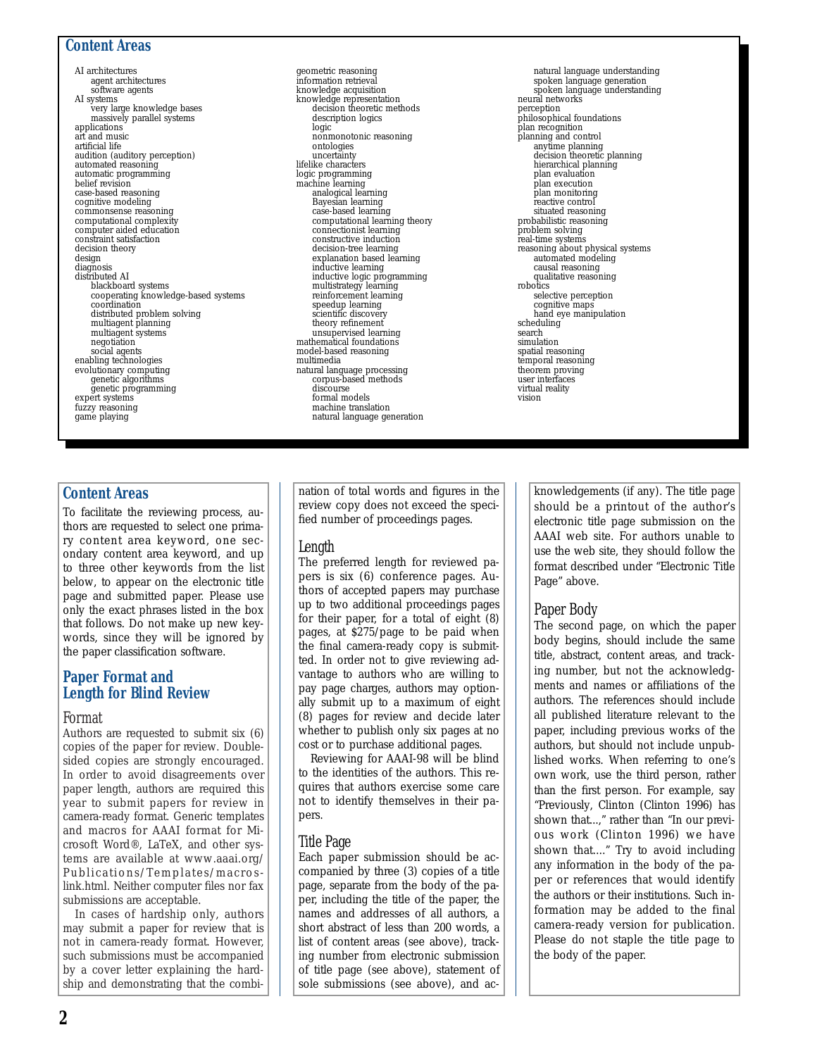## Content Areas

- AI architectures
  - agent architectures
  - software agents
- AI systems
  - very large knowledge bases
  - massively parallel systems
- applications
- art and music
- artificial life
- audition (auditory perception)
- automated reasoning
- automatic programming
- belief revision
- case-based reasoning
- cognitive modeling
- commonsense reasoning
- computational complexity
- computer aided education
- constraint satisfaction
- decision theory
- design
- diagnosis
- distributed AI
  - blackboard systems
  - cooperating knowledge-based systems
  - coordination
  - distributed problem solving
  - multiagent planning
  - multiagent systems
  - negotiation
  - social agents
- enabling technologies
- evolutionary computing
  - genetic algorithms
  - genetic programming
- expert systems
- fuzzy reasoning
- game playing
- geometric reasoning
- information retrieval
- knowledge acquisition
- knowledge representation
  - decision theoretic methods
  - description logics
  - logic
  - nonmonotonic reasoning
  - ontologies
  - uncertainty
- lifelike characters
- logic programming
- machine learning
  - analogical learning
  - Bayesian learning
  - case-based learning
  - computational learning theory
  - connectionist learning
  - constructive induction
  - decision-tree learning
  - explanation based learning
  - inductive learning
  - inductive logic programming
  - multistrategy learning
  - reinforcement learning
  - speedup learning
  - scientific discovery
  - theory refinement
  - unsupervised learning
- mathematical foundations
- model-based reasoning
- multimedia
- natural language processing
  - corpus-based methods
  - discourse
  - formal models
  - machine translation
  - natural language generation
  - natural language understanding
  - spoken language generation
  - spoken language understanding
- neural networks
- perception
- philosophical foundations
- plan recognition
- planning and control
  - anytime planning
  - decision theoretic planning
  - hierarchical planning
  - plan evaluation
  - plan execution
  - plan monitoring
  - reactive control
  - situated reasoning
- probabilistic reasoning
- problem solving
- real-time systems
- reasoning about physical systems
  - automated modeling
  - causal reasoning
  - qualitative reasoning
- robotics
  - selective perception
  - cognitive maps
  - hand eye manipulation
- scheduling
- search
- simulation
- spatial reasoning
- temporal reasoning
- theorem proving
- user interfaces
- virtual reality
- vision

## Content Areas

To facilitate the reviewing process, authors are requested to select one primary content area keyword, one secondary content area keyword, and up to three other keywords from the list below, to appear on the electronic title page and submitted paper. Please use only the exact phrases listed in the box that follows. Do not make up new keywords, since they will be ignored by the paper classification software.

## Paper Format and Length for Blind Review

### Format

Authors are requested to submit six (6) copies of the paper for review. Double-sided copies are strongly encouraged. In order to avoid disagreements over paper length, authors are required this year to submit papers for review in camera-ready format. Generic templates and macros for AAAI format for Microsoft Word®, LaTeX, and other systems are available at www.aaai.org/Publications/Templates/macros-link.html. Neither computer files nor fax submissions are acceptable.

In cases of hardship only, authors may submit a paper for review that is not in camera-ready format. However, such submissions must be accompanied by a cover letter explaining the hardship and demonstrating that the combination of total words and figures in the review copy does not exceed the specified number of proceedings pages.

### Length

The preferred length for reviewed papers is six (6) conference pages. Authors of accepted papers may purchase up to two additional proceedings pages for their paper, for a total of eight (8) pages, at $275/page to be paid when the final camera-ready copy is submitted. In order not to give reviewing advantage to authors who are willing to pay page charges, authors may optionally submit up to a maximum of eight (8) pages for review and decide later whether to publish only six pages at no cost or to purchase additional pages.

Reviewing for AAAI-98 will be blind to the identities of the authors. This requires that authors exercise some care not to identify themselves in their papers.

### Title Page

Each paper submission should be accompanied by three (3) copies of a title page, separate from the body of the paper, including the title of the paper, the names and addresses of all authors, a short abstract of less than 200 words, a list of content areas (see above), tracking number from electronic submission of title page (see above), statement of sole submissions (see above), and acknowledgements (if any). The title page should be a printout of the author's electronic title page submission on the AAAI web site. For authors unable to use the web site, they should follow the format described under "Electronic Title Page" above.

### Paper Body

The second page, on which the paper body begins, should include the same title, abstract, content areas, and tracking number, but not the acknowledgments and names or affiliations of the authors. The references should include all published literature relevant to the paper, including previous works of the authors, but should not include unpublished works. When referring to one's own work, use the third person, rather than the first person. For example, say "Previously, Clinton (Clinton 1996) has shown that...," rather than "In our previous work (Clinton 1996) we have shown that...." Try to avoid including any information in the body of the paper or references that would identify the authors or their institutions. Such information may be added to the final camera-ready version for publication. Please do not staple the title page to the body of the paper.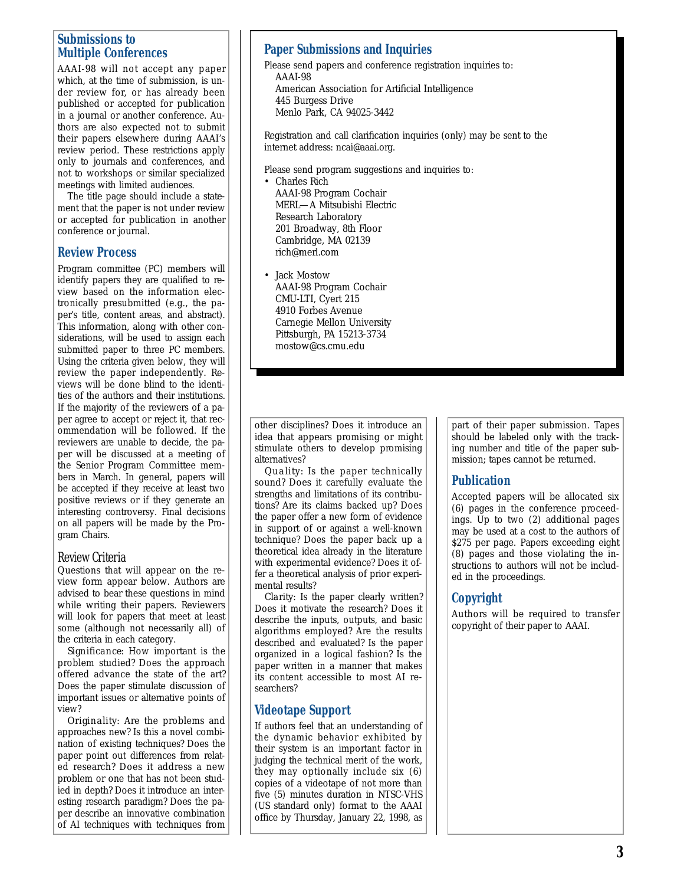## Submissions to Multiple Conferences

AAAI-98 will not accept any paper which, at the time of submission, is under review for, or has already been published or accepted for publication in a journal or another conference. Authors are also expected not to submit their papers elsewhere during AAAI's review period. These restrictions apply only to journals and conferences, and not to workshops or similar specialized meetings with limited audiences.

The title page should include a statement that the paper is not under review or accepted for publication in another conference or journal.

## Review Process

Program committee (PC) members will identify papers they are qualified to review based on the information electronically presubmitted (e.g., the paper's title, content areas, and abstract). This information, along with other considerations, will be used to assign each submitted paper to three PC members. Using the criteria given below, they will review the paper independently. Reviews will be done blind to the identities of the authors and their institutions. If the majority of the reviewers of a paper agree to accept or reject it, that recommendation will be followed. If the reviewers are unable to decide, the paper will be discussed at a meeting of the Senior Program Committee members in March. In general, papers will be accepted if they receive at least two positive reviews or if they generate an interesting controversy. Final decisions on all papers will be made by the Program Chairs.

### Review Criteria

Questions that will appear on the review form appear below. Authors are advised to bear these questions in mind while writing their papers. Reviewers will look for papers that meet at least some (although not necessarily all) of the criteria in each category.

Significance: How important is the problem studied? Does the approach offered advance the state of the art? Does the paper stimulate discussion of important issues or alternative points of view?

Originality: Are the problems and approaches new? Is this a novel combination of existing techniques? Does the paper point out differences from related research? Does it address a new problem or one that has not been studied in depth? Does it introduce an interesting research paradigm? Does the paper describe an innovative combination of AI techniques with techniques from other disciplines? Does it introduce an idea that appears promising or might stimulate others to develop promising alternatives?

Quality: Is the paper technically sound? Does it carefully evaluate the strengths and limitations of its contributions? Are its claims backed up? Does the paper offer a new form of evidence in support of or against a well-known technique? Does the paper back up a theoretical idea already in the literature with experimental evidence? Does it offer a theoretical analysis of prior experimental results?

Clarity: Is the paper clearly written? Does it motivate the research? Does it describe the inputs, outputs, and basic algorithms employed? Are the results described and evaluated? Is the paper organized in a logical fashion? Is the paper written in a manner that makes its content accessible to most AI researchers?

## Paper Submissions and Inquiries

Please send papers and conference registration inquiries to:

AAAI-98
American Association for Artificial Intelligence
445 Burgess Drive
Menlo Park, CA 94025-3442

Registration and call clarification inquiries (only) may be sent to the internet address: ncai@aaai.org.

Please send program suggestions and inquiries to:

- Charles Rich
  AAAI-98 Program Cochair
  MERL—A Mitsubishi Electric Research Laboratory
  201 Broadway, 8th Floor
  Cambridge, MA 02139
  rich@merl.com

- Jack Mostow
  AAAI-98 Program Cochair
  CMU-LTI, Cyert 215
  4910 Forbes Avenue
  Carnegie Mellon University
  Pittsburgh, PA 15213-3734
  mostow@cs.cmu.edu

## Videotape Support

If authors feel that an understanding of the dynamic behavior exhibited by their system is an important factor in judging the technical merit of the work, they may optionally include six (6) copies of a videotape of not more than five (5) minutes duration in NTSC-VHS (US standard only) format to the AAAI office by Thursday, January 22, 1998, as part of their paper submission. Tapes should be labeled only with the tracking number and title of the paper submission; tapes cannot be returned.

## Publication

Accepted papers will be allocated six (6) pages in the conference proceedings. Up to two (2) additional pages may be used at a cost to the authors of $275 per page. Papers exceeding eight (8) pages and those violating the instructions to authors will not be included in the proceedings.

## Copyright

Authors will be required to transfer copyright of their paper to AAAI.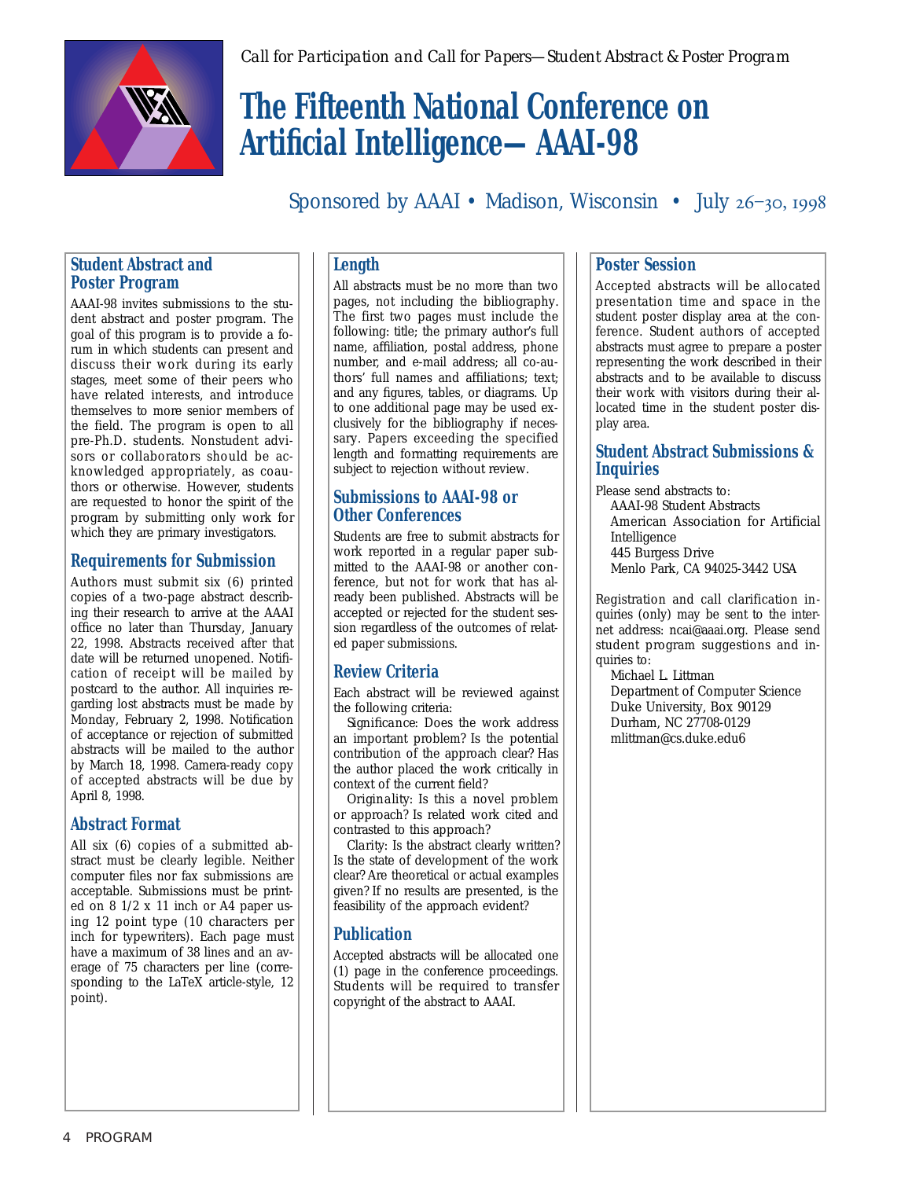*Call for Participation and Call for Papers—Student Abstract & Poster Program*

# The Fifteenth National Conference on Artificial Intelligence—AAAI-98

Sponsored by AAAI • Madison, Wisconsin • July 26–30, 1998

## Student Abstract and Poster Program

AAAI-98 invites submissions to the student abstract and poster program. The goal of this program is to provide a forum in which students can present and discuss their work during its early stages, meet some of their peers who have related interests, and introduce themselves to more senior members of the field. The program is open to all pre-Ph.D. students. Nonstudent advisors or collaborators should be acknowledged appropriately, as coauthors or otherwise. However, students are requested to honor the spirit of the program by submitting only work for which they are primary investigators.

## Requirements for Submission

Authors must submit six (6) printed copies of a two-page abstract describing their research to arrive at the AAAI office no later than Thursday, January 22, 1998. Abstracts received after that date will be returned unopened. Notification of receipt will be mailed by postcard to the author. All inquiries regarding lost abstracts must be made by Monday, February 2, 1998. Notification of acceptance or rejection of submitted abstracts will be mailed to the author by March 18, 1998. Camera-ready copy of accepted abstracts will be due by April 8, 1998.

## Abstract Format

All six (6) copies of a submitted abstract must be clearly legible. Neither computer files nor fax submissions are acceptable. Submissions must be printed on 8 1/2 x 11 inch or A4 paper using 12 point type (10 characters per inch for typewriters). Each page must have a maximum of 38 lines and an average of 75 characters per line (corresponding to the LaTeX article-style, 12 point).

## Length

All abstracts must be no more than two pages, not including the bibliography. The first two pages must include the following: title; the primary author's full name, affiliation, postal address, phone number, and e-mail address; all coauthors' full names and affiliations; text; and any figures, tables, or diagrams. Up to one additional page may be used exclusively for the bibliography if necessary. Papers exceeding the specified length and formatting requirements are subject to rejection without review.

## Submissions to AAAI-98 or Other Conferences

Students are free to submit abstracts for work reported in a regular paper submitted to the AAAI-98 or another conference, but not for work that has already been published. Abstracts will be accepted or rejected for the student session regardless of the outcomes of related paper submissions.

## Review Criteria

Each abstract will be reviewed against the following criteria:

Significance: Does the work address an important problem? Is the potential contribution of the approach clear? Has the author placed the work critically in context of the current field?

Originality: Is this a novel problem or approach? Is related work cited and contrasted to this approach?

Clarity: Is the abstract clearly written? Is the state of development of the work clear? Are theoretical or actual examples given? If no results are presented, is the feasibility of the approach evident?

## Publication

Accepted abstracts will be allocated one (1) page in the conference proceedings. Students will be required to transfer copyright of the abstract to AAAI.

## Poster Session

Accepted abstracts will be allocated presentation time and space in the student poster display area at the conference. Student authors of accepted abstracts must agree to prepare a poster representing the work described in their abstracts and to be available to discuss their work with visitors during their allocated time in the student poster display area.

## Student Abstract Submissions & Inquiries

Please send abstracts to:

AAAI-98 Student Abstracts
American Association for Artificial Intelligence
445 Burgess Drive
Menlo Park, CA 94025-3442 USA

Registration and call clarification inquiries (only) may be sent to the internet address: ncai@aaai.org. Please send student program suggestions and inquiries to:

Michael L. Littman
Department of Computer Science
Duke University, Box 90129
Durham, NC 27708-0129
mlittman@cs.duke.edu6